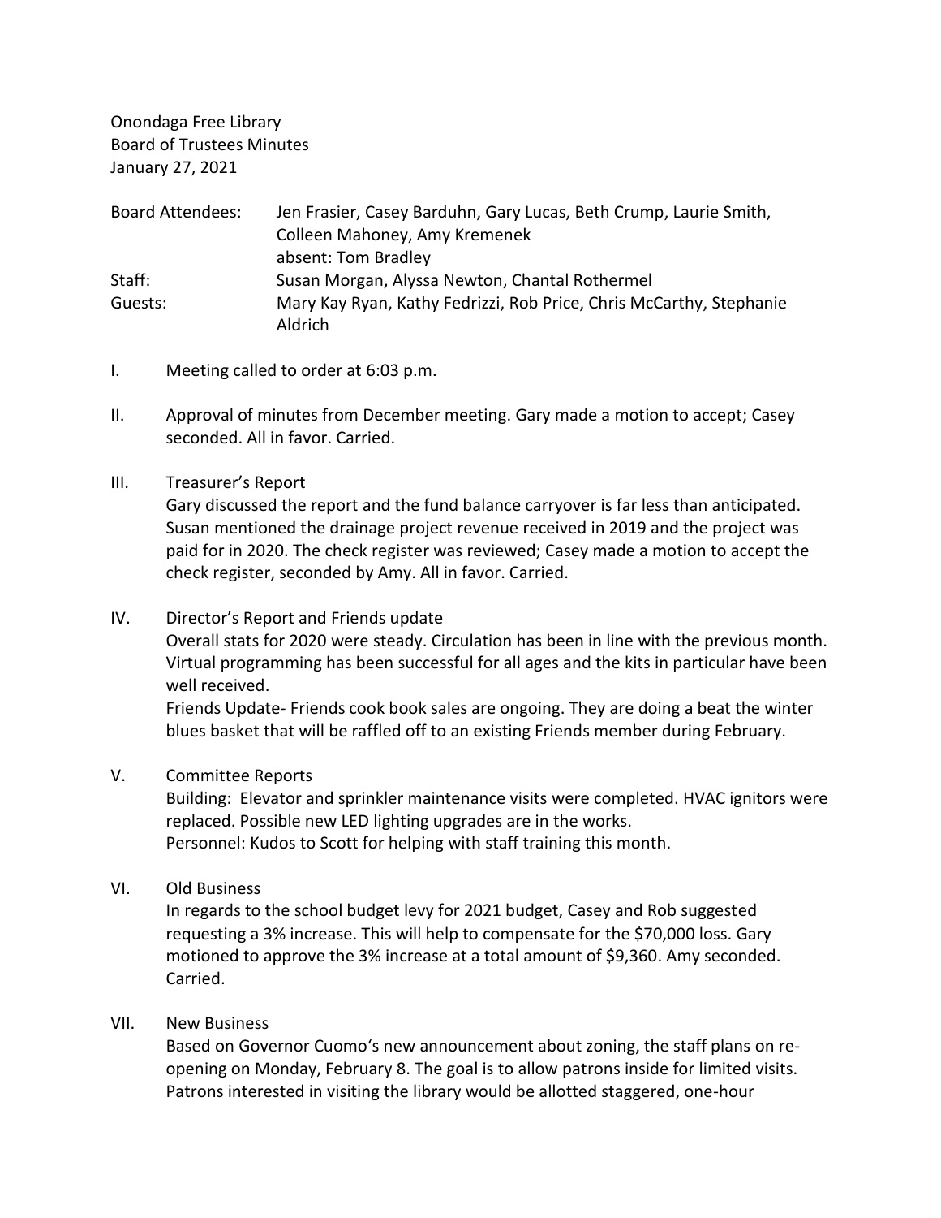Onondaga Free Library
Board of Trustees Minutes
January 27, 2021

| | |
|---|---|
| Board Attendees: | Jen Frasier, Casey Barduhn, Gary Lucas, Beth Crump, Laurie Smith, Colleen Mahoney, Amy Kremenek<br>absent: Tom Bradley |
| Staff: | Susan Morgan, Alyssa Newton, Chantal Rothermel |
| Guests: | Mary Kay Ryan, Kathy Fedrizzi, Rob Price, Chris McCarthy, Stephanie Aldrich |

I. Meeting called to order at 6:03 p.m.

II. Approval of minutes from December meeting. Gary made a motion to accept; Casey seconded. All in favor. Carried.

III. Treasurer's Report
Gary discussed the report and the fund balance carryover is far less than anticipated. Susan mentioned the drainage project revenue received in 2019 and the project was paid for in 2020. The check register was reviewed; Casey made a motion to accept the check register, seconded by Amy. All in favor. Carried.

IV. Director's Report and Friends update
Overall stats for 2020 were steady. Circulation has been in line with the previous month. Virtual programming has been successful for all ages and the kits in particular have been well received.
Friends Update- Friends cook book sales are ongoing. They are doing a beat the winter blues basket that will be raffled off to an existing Friends member during February.

V. Committee Reports
Building: Elevator and sprinkler maintenance visits were completed. HVAC ignitors were replaced. Possible new LED lighting upgrades are in the works.
Personnel: Kudos to Scott for helping with staff training this month.

VI. Old Business
In regards to the school budget levy for 2021 budget, Casey and Rob suggested requesting a 3% increase. This will help to compensate for the $70,000 loss. Gary motioned to approve the 3% increase at a total amount of $9,360. Amy seconded. Carried.

VII. New Business
Based on Governor Cuomo's new announcement about zoning, the staff plans on re-opening on Monday, February 8. The goal is to allow patrons inside for limited visits. Patrons interested in visiting the library would be allotted staggered, one-hour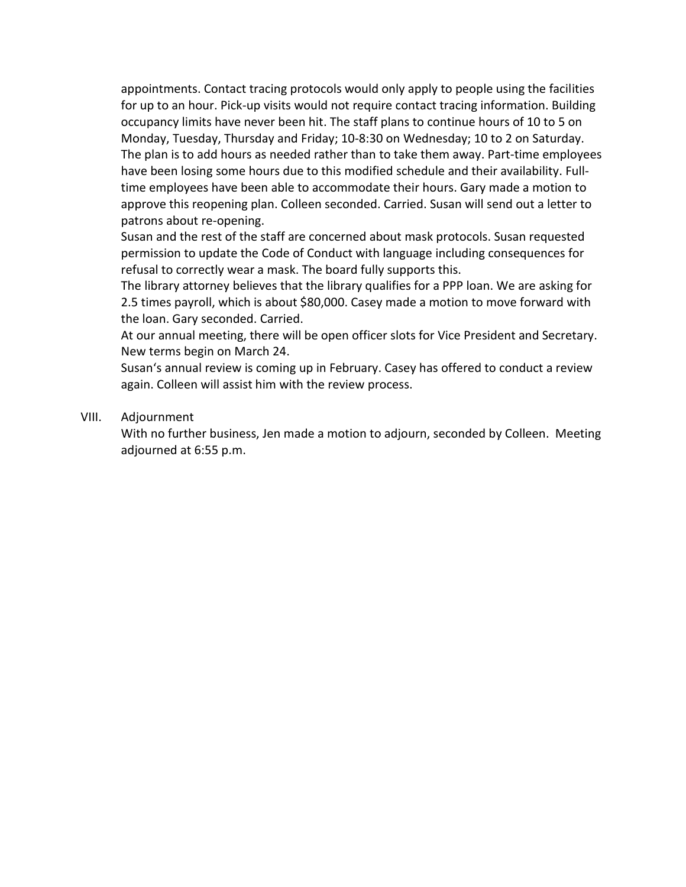appointments. Contact tracing protocols would only apply to people using the facilities for up to an hour. Pick-up visits would not require contact tracing information. Building occupancy limits have never been hit. The staff plans to continue hours of 10 to 5 on Monday, Tuesday, Thursday and Friday; 10-8:30 on Wednesday; 10 to 2 on Saturday. The plan is to add hours as needed rather than to take them away. Part-time employees have been losing some hours due to this modified schedule and their availability. Full-time employees have been able to accommodate their hours. Gary made a motion to approve this reopening plan. Colleen seconded. Carried. Susan will send out a letter to patrons about re-opening.

Susan and the rest of the staff are concerned about mask protocols. Susan requested permission to update the Code of Conduct with language including consequences for refusal to correctly wear a mask. The board fully supports this.

The library attorney believes that the library qualifies for a PPP loan. We are asking for 2.5 times payroll, which is about $80,000. Casey made a motion to move forward with the loan. Gary seconded. Carried.

At our annual meeting, there will be open officer slots for Vice President and Secretary. New terms begin on March 24.

Susan's annual review is coming up in February. Casey has offered to conduct a review again. Colleen will assist him with the review process.

VIII. Adjournment

With no further business, Jen made a motion to adjourn, seconded by Colleen. Meeting adjourned at 6:55 p.m.